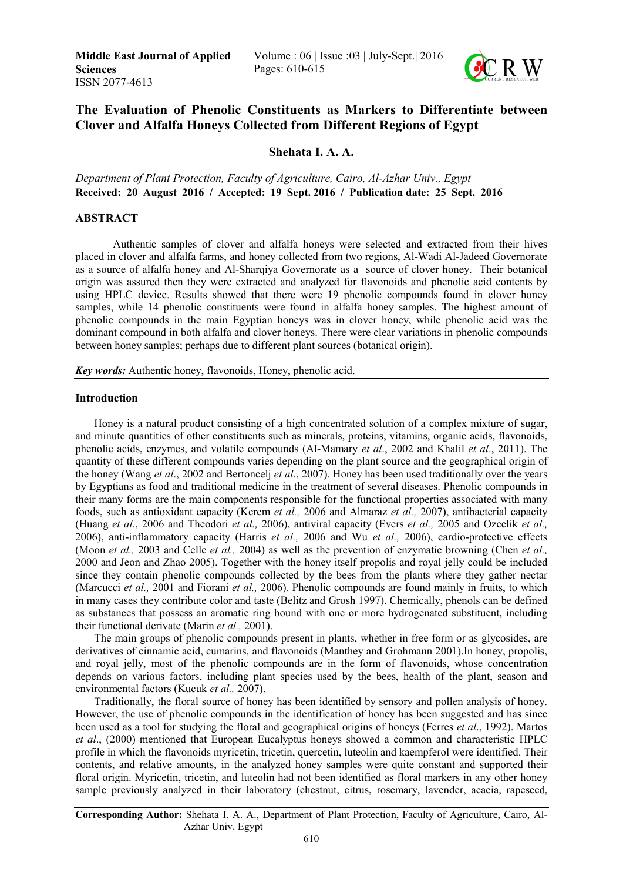# The Evaluation of Phenolic Constituents as Markers to Differentiate between Clover and Alfalfa Honeys Collected from Different Regions of Egypt

**Shehata I. A. A.**

*Department of Plant Protection, Faculty of Agriculture, Cairo, Al-Azhar Univ., Egypt*

**Received: 20 August 2016 / Accepted: 19 Sept. 2016 / Publication date: 25 Sept. 2016**

## ABSTRACT

Authentic samples of clover and alfalfa honeys were selected and extracted from their hives placed in clover and alfalfa farms, and honey collected from two regions, Al-Wadi Al-Jadeed Governorate as a source of alfalfa honey and Al-Sharqiya Governorate as a source of clover honey. Their botanical origin was assured then they were extracted and analyzed for flavonoids and phenolic acid contents by using HPLC device. Results showed that there were 19 phenolic compounds found in clover honey samples, while 14 phenolic constituents were found in alfalfa honey samples. The highest amount of phenolic compounds in the main Egyptian honeys was in clover honey, while phenolic acid was the dominant compound in both alfalfa and clover honeys. There were clear variations in phenolic compounds between honey samples; perhaps due to different plant sources (botanical origin).

***Key words:*** Authentic honey, flavonoids, Honey, phenolic acid.

## Introduction

Honey is a natural product consisting of a high concentrated solution of a complex mixture of sugar, and minute quantities of other constituents such as minerals, proteins, vitamins, organic acids, flavonoids, phenolic acids, enzymes, and volatile compounds (Al-Mamary *et al*., 2002 and Khalil *et al*., 2011). The quantity of these different compounds varies depending on the plant source and the geographical origin of the honey (Wang *et al*., 2002 and Bertoncelj *et al*., 2007). Honey has been used traditionally over the years by Egyptians as food and traditional medicine in the treatment of several diseases. Phenolic compounds in their many forms are the main components responsible for the functional properties associated with many foods, such as antioxidant capacity (Kerem *et al.,* 2006 and Almaraz *et al.,* 2007), antibacterial capacity (Huang *et al.*, 2006 and Theodori *et al.,* 2006), antiviral capacity (Evers *et al.,* 2005 and Ozcelik *et al.,* 2006), anti-inflammatory capacity (Harris *et al.,* 2006 and Wu *et al.,* 2006), cardio-protective effects (Moon *et al.,* 2003 and Celle *et al.,* 2004) as well as the prevention of enzymatic browning (Chen *et al.,* 2000 and Jeon and Zhao 2005). Together with the honey itself propolis and royal jelly could be included since they contain phenolic compounds collected by the bees from the plants where they gather nectar (Marcucci *et al.,* 2001 and Fiorani *et al.,* 2006). Phenolic compounds are found mainly in fruits, to which in many cases they contribute color and taste (Belitz and Grosh 1997). Chemically, phenols can be defined as substances that possess an aromatic ring bound with one or more hydrogenated substituent, including their functional derivate (Marin *et al.,* 2001).

The main groups of phenolic compounds present in plants, whether in free form or as glycosides, are derivatives of cinnamic acid, cumarins, and flavonoids (Manthey and Grohmann 2001).In honey, propolis, and royal jelly, most of the phenolic compounds are in the form of flavonoids, whose concentration depends on various factors, including plant species used by the bees, health of the plant, season and environmental factors (Kucuk *et al.,* 2007).

Traditionally, the floral source of honey has been identified by sensory and pollen analysis of honey. However, the use of phenolic compounds in the identification of honey has been suggested and has since been used as a tool for studying the floral and geographical origins of honeys (Ferres *et al*., 1992). Martos *et al*., (2000) mentioned that European Eucalyptus honeys showed a common and characteristic HPLC profile in which the flavonoids myricetin, tricetin, quercetin, luteolin and kaempferol were identified. Their contents, and relative amounts, in the analyzed honey samples were quite constant and supported their floral origin. Myricetin, tricetin, and luteolin had not been identified as floral markers in any other honey sample previously analyzed in their laboratory (chestnut, citrus, rosemary, lavender, acacia, rapeseed,

**Corresponding Author:** Shehata I. A. A., Department of Plant Protection, Faculty of Agriculture, Cairo, Al-Azhar Univ. Egypt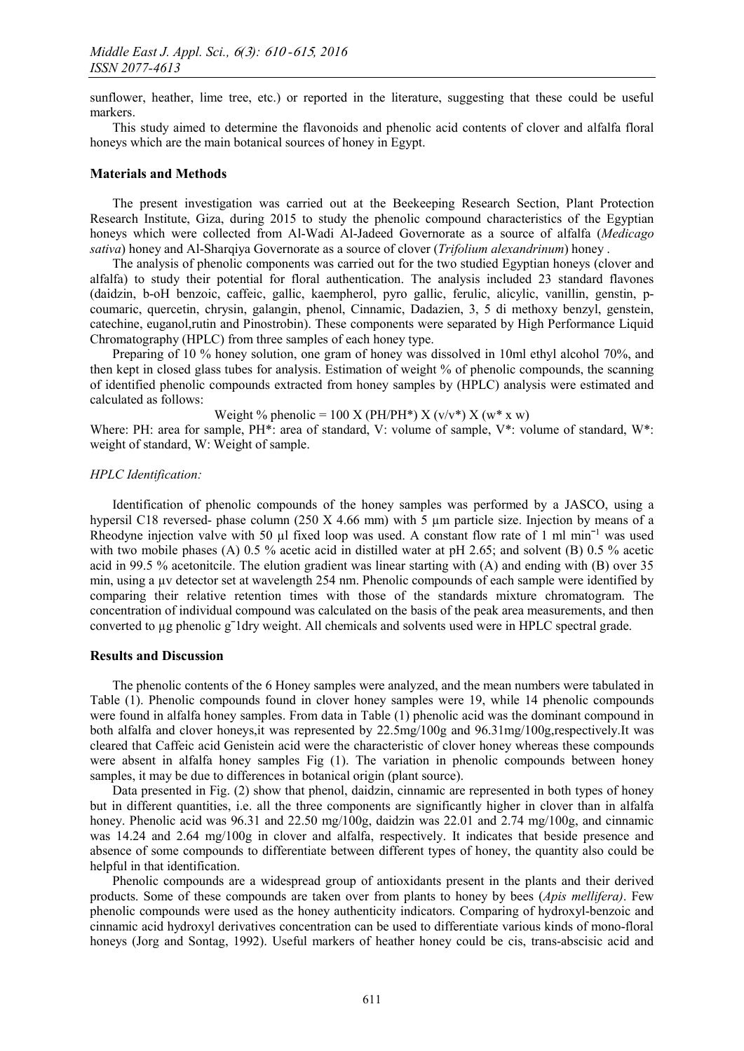sunflower, heather, lime tree, etc.) or reported in the literature, suggesting that these could be useful markers.

This study aimed to determine the flavonoids and phenolic acid contents of clover and alfalfa floral honeys which are the main botanical sources of honey in Egypt.

## Materials and Methods

The present investigation was carried out at the Beekeeping Research Section, Plant Protection Research Institute, Giza, during 2015 to study the phenolic compound characteristics of the Egyptian honeys which were collected from Al-Wadi Al-Jadeed Governorate as a source of alfalfa (*Medicago sativa*) honey and Al-Sharqiya Governorate as a source of clover (*Trifolium alexandrinum*) honey .

The analysis of phenolic components was carried out for the two studied Egyptian honeys (clover and alfalfa) to study their potential for floral authentication. The analysis included 23 standard flavones (daidzin, b-oH benzoic, caffeic, gallic, kaempherol, pyro gallic, ferulic, alicylic, vanillin, genstin, p-coumaric, quercetin, chrysin, galangin, phenol, Cinnamic, Dadazien, 3, 5 di methoxy benzyl, genstein, catechine, euganol,rutin and Pinostrobin). These components were separated by High Performance Liquid Chromatography (HPLC) from three samples of each honey type.

Preparing of 10 % honey solution, one gram of honey was dissolved in 10ml ethyl alcohol 70%, and then kept in closed glass tubes for analysis. Estimation of weight % of phenolic compounds, the scanning of identified phenolic compounds extracted from honey samples by (HPLC) analysis were estimated and calculated as follows:

$$\text{Weight \% phenolic} = 100 \times (PH/PH^*) \times (v/v^*) \times (w^* \times w)$$

Where: PH: area for sample, PH*: area of standard, V: volume of sample, V*: volume of standard, W*: weight of standard, W: Weight of sample.

### *HPLC Identification:*

Identification of phenolic compounds of the honey samples was performed by a JASCO, using a hypersil C18 reversed- phase column (250 X 4.66 mm) with 5 µm particle size. Injection by means of a Rheodyne injection valve with 50 µl fixed loop was used. A constant flow rate of 1 ml $min^{-1}$ was used with two mobile phases (A) 0.5 % acetic acid in distilled water at pH 2.65; and solvent (B) 0.5 % acetic acid in 99.5 % acetonitcile. The elution gradient was linear starting with (A) and ending with (B) over 35 min, using a µv detector set at wavelength 254 nm. Phenolic compounds of each sample were identified by comparing their relative retention times with those of the standards mixture chromatogram. The concentration of individual compound was calculated on the basis of the peak area measurements, and then converted to µg phenolic $g^{-1}$dry weight. All chemicals and solvents used were in HPLC spectral grade.

## Results and Discussion

The phenolic contents of the 6 Honey samples were analyzed, and the mean numbers were tabulated in Table (1). Phenolic compounds found in clover honey samples were 19, while 14 phenolic compounds were found in alfalfa honey samples. From data in Table (1) phenolic acid was the dominant compound in both alfalfa and clover honeys,it was represented by 22.5mg/100g and 96.31mg/100g,respectively.It was cleared that Caffeic acid Genistein acid were the characteristic of clover honey whereas these compounds were absent in alfalfa honey samples Fig (1). The variation in phenolic compounds between honey samples, it may be due to differences in botanical origin (plant source).

Data presented in Fig. (2) show that phenol, daidzin, cinnamic are represented in both types of honey but in different quantities, i.e. all the three components are significantly higher in clover than in alfalfa honey. Phenolic acid was 96.31 and 22.50 mg/100g, daidzin was 22.01 and 2.74 mg/100g, and cinnamic was 14.24 and 2.64 mg/100g in clover and alfalfa, respectively. It indicates that beside presence and absence of some compounds to differentiate between different types of honey, the quantity also could be helpful in that identification.

Phenolic compounds are a widespread group of antioxidants present in the plants and their derived products. Some of these compounds are taken over from plants to honey by bees (*Apis mellifera)*. Few phenolic compounds were used as the honey authenticity indicators. Comparing of hydroxyl-benzoic and cinnamic acid hydroxyl derivatives concentration can be used to differentiate various kinds of mono-floral honeys (Jorg and Sontag, 1992). Useful markers of heather honey could be cis, trans-abscisic acid and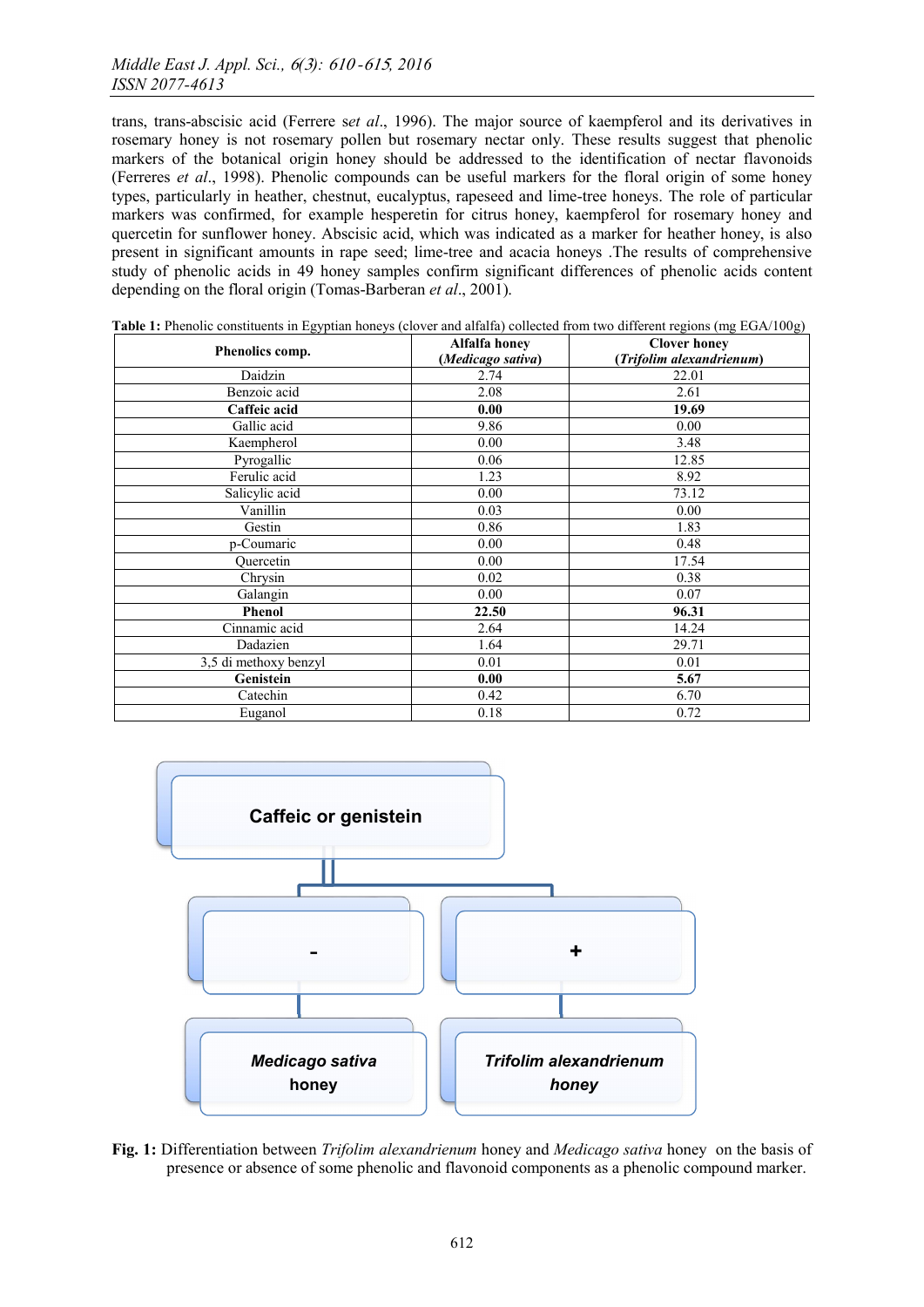trans, trans-abscisic acid (Ferrere s*et al*., 1996). The major source of kaempferol and its derivatives in rosemary honey is not rosemary pollen but rosemary nectar only. These results suggest that phenolic markers of the botanical origin honey should be addressed to the identification of nectar flavonoids (Ferreres *et al*., 1998). Phenolic compounds can be useful markers for the floral origin of some honey types, particularly in heather, chestnut, eucalyptus, rapeseed and lime-tree honeys. The role of particular markers was confirmed, for example hesperetin for citrus honey, kaempferol for rosemary honey and quercetin for sunflower honey. Abscisic acid, which was indicated as a marker for heather honey, is also present in significant amounts in rape seed; lime-tree and acacia honeys .The results of comprehensive study of phenolic acids in 49 honey samples confirm significant differences of phenolic acids content depending on the floral origin (Tomas-Barberan *et al*., 2001).

**Table 1:** Phenolic constituents in Egyptian honeys (clover and alfalfa) collected from two different regions (mg EGA/100g)

| Phenolics comp. | Alfalfa honey (*Medicago sativa*) | Clover honey (*Trifolim alexandrienum*) |
|---|---|---|
| Daidzin | 2.74 | 22.01 |
| Benzoic acid | 2.08 | 2.61 |
| **Caffeic acid** | **0.00** | **19.69** |
| Gallic acid | 9.86 | 0.00 |
| Kaempherol | 0.00 | 3.48 |
| Pyrogallic | 0.06 | 12.85 |
| Ferulic acid | 1.23 | 8.92 |
| Salicylic acid | 0.00 | 73.12 |
| Vanillin | 0.03 | 0.00 |
| Gestin | 0.86 | 1.83 |
| p-Coumaric | 0.00 | 0.48 |
| Quercetin | 0.00 | 17.54 |
| Chrysin | 0.02 | 0.38 |
| Galangin | 0.00 | 0.07 |
| **Phenol** | **22.50** | **96.31** |
| Cinnamic acid | 2.64 | 14.24 |
| Dadazien | 1.64 | 29.71 |
| 3,5 di methoxy benzyl | 0.01 | 0.01 |
| **Genistein** | **0.00** | **5.67** |
| Catechin | 0.42 | 6.70 |
| Euganol | 0.18 | 0.72 |

Caffeic or genistein

- → *Medicago sativa* honey

+ → *Trifolim alexandrienum* honey

**Fig. 1:** Differentiation between *Trifolim alexandrienum* honey and *Medicago sativa* honey on the basis of presence or absence of some phenolic and flavonoid components as a phenolic compound marker.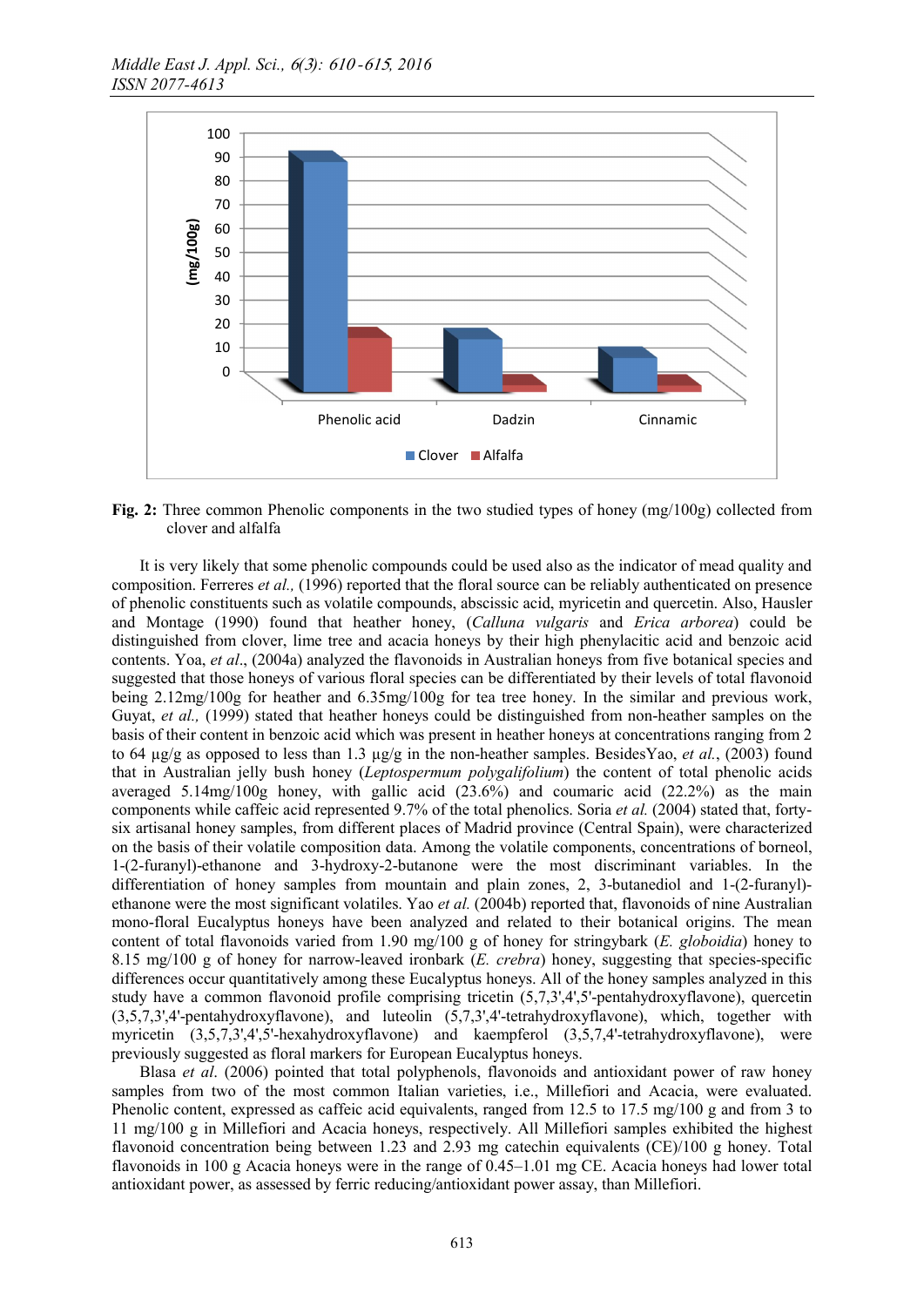**Fig. 2:** Three common Phenolic components in the two studied types of honey (mg/100g) collected from clover and alfalfa

It is very likely that some phenolic compounds could be used also as the indicator of mead quality and composition. Ferreres *et al.,* (1996) reported that the floral source can be reliably authenticated on presence of phenolic constituents such as volatile compounds, abscissic acid, myricetin and quercetin. Also, Hausler and Montage (1990) found that heather honey, (*Calluna vulgaris* and *Erica arborea*) could be distinguished from clover, lime tree and acacia honeys by their high phenylacitic acid and benzoic acid contents. Yoa, *et al*., (2004a) analyzed the flavonoids in Australian honeys from five botanical species and suggested that those honeys of various floral species can be differentiated by their levels of total flavonoid being 2.12mg/100g for heather and 6.35mg/100g for tea tree honey. In the similar and previous work, Guyat, *et al.,* (1999) stated that heather honeys could be distinguished from non-heather samples on the basis of their content in benzoic acid which was present in heather honeys at concentrations ranging from 2 to 64 µg/g as opposed to less than 1.3 µg/g in the non-heather samples. BesidesYao, *et al.*, (2003) found that in Australian jelly bush honey (*Leptospermum polygalifolium*) the content of total phenolic acids averaged 5.14mg/100g honey, with gallic acid (23.6%) and coumaric acid (22.2%) as the main components while caffeic acid represented 9.7% of the total phenolics. Soria *et al.* (2004) stated that, forty-six artisanal honey samples, from different places of Madrid province (Central Spain), were characterized on the basis of their volatile composition data. Among the volatile components, concentrations of borneol, 1-(2-furanyl)-ethanone and 3-hydroxy-2-butanone were the most discriminant variables. In the differentiation of honey samples from mountain and plain zones, 2, 3-butanediol and 1-(2-furanyl)-ethanone were the most significant volatiles. Yao *et al.* (2004b) reported that, flavonoids of nine Australian mono-floral Eucalyptus honeys have been analyzed and related to their botanical origins. The mean content of total flavonoids varied from 1.90 mg/100 g of honey for stringybark (*E. globoidia*) honey to 8.15 mg/100 g of honey for narrow-leaved ironbark (*E. crebra*) honey, suggesting that species-specific differences occur quantitatively among these Eucalyptus honeys. All of the honey samples analyzed in this study have a common flavonoid profile comprising tricetin (5,7,3',4',5'-pentahydroxyflavone), quercetin (3,5,7,3',4'-pentahydroxyflavone), and luteolin (5,7,3',4'-tetrahydroxyflavone), which, together with myricetin (3,5,7,3',4',5'-hexahydroxyflavone) and kaempferol (3,5,7,4'-tetrahydroxyflavone), were previously suggested as floral markers for European Eucalyptus honeys.

Blasa *et al*. (2006) pointed that total polyphenols, flavonoids and antioxidant power of raw honey samples from two of the most common Italian varieties, i.e., Millefiori and Acacia, were evaluated. Phenolic content, expressed as caffeic acid equivalents, ranged from 12.5 to 17.5 mg/100 g and from 3 to 11 mg/100 g in Millefiori and Acacia honeys, respectively. All Millefiori samples exhibited the highest flavonoid concentration being between 1.23 and 2.93 mg catechin equivalents (CE)/100 g honey. Total flavonoids in 100 g Acacia honeys were in the range of 0.45–1.01 mg CE. Acacia honeys had lower total antioxidant power, as assessed by ferric reducing/antioxidant power assay, than Millefiori.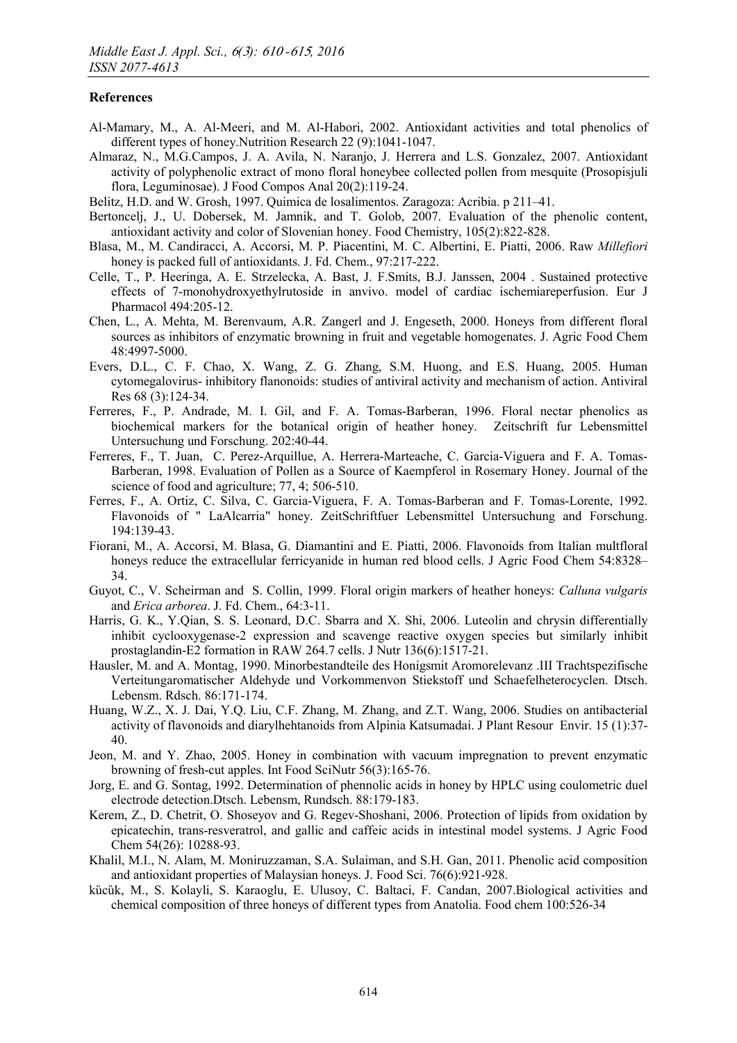### References

Al-Mamary, M., A. Al-Meeri, and M. Al-Habori, 2002. Antioxidant activities and total phenolics of different types of honey.Nutrition Research 22 (9):1041-1047.

Almaraz, N., M.G.Campos, J. A. Avila, N. Naranjo, J. Herrera and L.S. Gonzalez, 2007. Antioxidant activity of polyphenolic extract of mono floral honeybee collected pollen from mesquite (Prosopisjuli flora, Leguminosae). J Food Compos Anal 20(2):119-24.

Belitz, H.D. and W. Grosh, 1997. Quimica de losalimentos. Zaragoza: Acribia. p 211–41.

Bertoncelj, J., U. Dobersek, M. Jamnik, and T. Golob, 2007. Evaluation of the phenolic content, antioxidant activity and color of Slovenian honey. Food Chemistry, 105(2):822-828.

Blasa, M., M. Candiracci, A. Accorsi, M. P. Piacentini, M. C. Albertini, E. Piatti, 2006. Raw *Millefiori* honey is packed full of antioxidants. J. Fd. Chem., 97:217-222.

Celle, T., P. Heeringa, A. E. Strzelecka, A. Bast, J. F.Smits, B.J. Janssen, 2004 . Sustained protective effects of 7-monohydroxyethylrutoside in anvivo. model of cardiac ischemiareperfusion. Eur J Pharmacol 494:205-12.

Chen, L., A. Mehta, M. Berenvaum, A.R. Zangerl and J. Engeseth, 2000. Honeys from different floral sources as inhibitors of enzymatic browning in fruit and vegetable homogenates. J. Agric Food Chem 48:4997-5000.

Evers, D.L., C. F. Chao, X. Wang, Z. G. Zhang, S.M. Huong, and E.S. Huang, 2005. Human cytomegalovirus- inhibitory flanonoids: studies of antiviral activity and mechanism of action. Antiviral Res 68 (3):124-34.

Ferreres, F., P. Andrade, M. I. Gil, and F. A. Tomas-Barberan, 1996. Floral nectar phenolics as biochemical markers for the botanical origin of heather honey. Zeitschrift fur Lebensmittel Untersuchung und Forschung. 202:40-44.

Ferreres, F., T. Juan, C. Perez-Arquillue, A. Herrera-Marteache, C. Garcia-Viguera and F. A. Tomas-Barberan, 1998. Evaluation of Pollen as a Source of Kaempferol in Rosemary Honey. Journal of the science of food and agriculture; 77, 4; 506-510.

Ferres, F., A. Ortiz, C. Silva, C. Garcia-Viguera, F. A. Tomas-Barberan and F. Tomas-Lorente, 1992. Flavonoids of " LaAlcarria" honey. ZeitSchriftfuer Lebensmittel Untersuchung and Forschung. 194:139-43.

Fiorani, M., A. Accorsi, M. Blasa, G. Diamantini and E. Piatti, 2006. Flavonoids from Italian multfloral honeys reduce the extracellular ferricyanide in human red blood cells. J Agric Food Chem 54:8328–34.

Guyot, C., V. Scheirman and S. Collin, 1999. Floral origin markers of heather honeys: *Calluna vulgaris* and *Erica arborea*. J. Fd. Chem., 64:3-11.

Harris, G. K., Y.Qian, S. S. Leonard, D.C. Sbarra and X. Shi, 2006. Luteolin and chrysin differentially inhibit cyclooxygenase-2 expression and scavenge reactive oxygen species but similarly inhibit prostaglandin-E2 formation in RAW 264.7 cells. J Nutr 136(6):1517-21.

Hausler, M. and A. Montag, 1990. Minorbestandteile des Honigsmit Aromorelevanz .III Trachtspezifische Verteitungaromatischer Aldehyde und Vorkommenvon Stiekstoff und Schaefelheterocyclen. Dtsch. Lebensm. Rdsch. 86:171-174.

Huang, W.Z., X. J. Dai, Y.Q. Liu, C.F. Zhang, M. Zhang, and Z.T. Wang, 2006. Studies on antibacterial activity of flavonoids and diarylhehtanoids from Alpinia Katsumadai. J Plant Resour Envir. 15 (1):37-40.

Jeon, M. and Y. Zhao, 2005. Honey in combination with vacuum impregnation to prevent enzymatic browning of fresh-cut apples. Int Food SciNutr 56(3):165-76.

Jorg, E. and G. Sontag, 1992. Determination of phennolic acids in honey by HPLC using coulometric duel electrode detection.Dtsch. Lebensm, Rundsch. 88:179-183.

Kerem, Z., D. Chetrit, O. Shoseyov and G. Regev-Shoshani, 2006. Protection of lipids from oxidation by epicatechin, trans-resveratrol, and gallic and caffeic acids in intestinal model systems. J Agric Food Chem 54(26): 10288-93.

Khalil, M.I., N. Alam, M. Moniruzzaman, S.A. Sulaiman, and S.H. Gan, 2011. Phenolic acid composition and antioxidant properties of Malaysian honeys. J. Food Sci. 76(6):921-928.

kücük, M., S. Kolayli, S. Karaoglu, E. Ulusoy, C. Baltaci, F. Candan, 2007.Biological activities and chemical composition of three honeys of different types from Anatolia. Food chem 100:526-34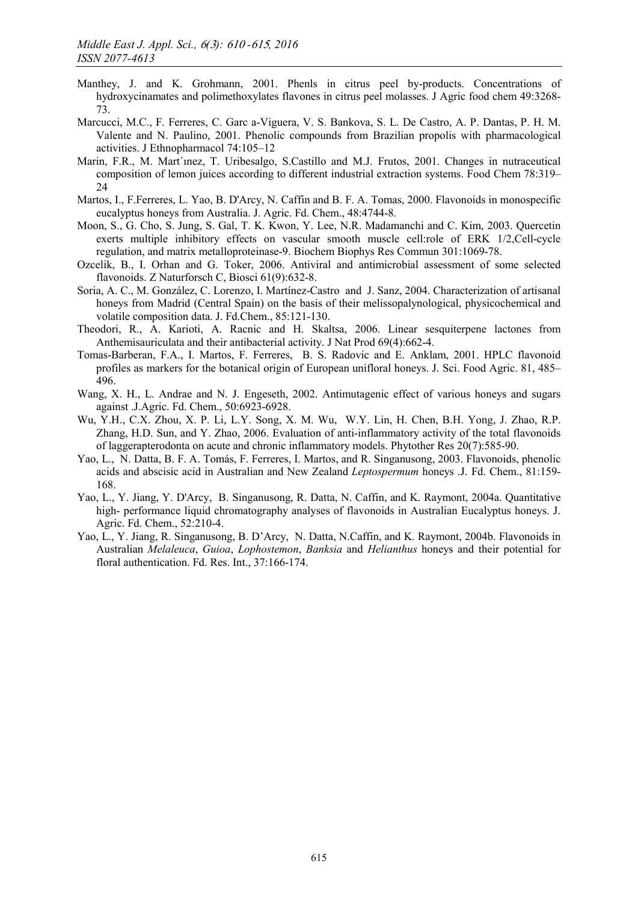Manthey, J. and K. Grohmann, 2001. Phenls in citrus peel by-products. Concentrations of hydroxycinamates and polimethoxylates flavones in citrus peel molasses. J Agric food chem 49:3268-73.

Marcucci, M.C., F. Ferreres, C. Garc a-Viguera, V. S. Bankova, S. L. De Castro, A. P. Dantas, P. H. M. Valente and N. Paulino, 2001. Phenolic compounds from Brazilian propolis with pharmacological activities. J Ethnopharmacol 74:105–12

Marin, F.R., M. Mart´ınez, T. Uribesalgo, S.Castillo and M.J. Frutos, 2001. Changes in nutraceutical composition of lemon juices according to different industrial extraction systems. Food Chem 78:319–24

Martos, I., F.Ferreres, L. Yao, B. D'Arcy, N. Caffin and B. F. A. Tomas, 2000. Flavonoids in monospecific eucalyptus honeys from Australia. J. Agric. Fd. Chem., 48:4744-8.

Moon, S., G. Cho, S. Jung, S. Gal, T. K. Kwon, Y. Lee, N.R. Madamanchi and C. Kim, 2003. Quercetin exerts multiple inhibitory effects on vascular smooth muscle cell:role of ERK 1/2,Cell-cycle regulation, and matrix metalloproteinase-9. Biochem Biophys Res Commun 301:1069-78.

Ozcelik, B., I. Orhan and G. Toker, 2006. Antiviral and antimicrobial assessment of some selected flavonoids. Z Naturforsch C, Biosci 61(9):632-8.

Soria, A. C., M. González, C. Lorenzo, I. Martínez-Castro and J. Sanz, 2004. Characterization of artisanal honeys from Madrid (Central Spain) on the basis of their melissopalynological, physicochemical and volatile composition data. J. Fd.Chem., 85:121-130.

Theodori, R., A. Karioti, A. Racnic and H. Skaltsa, 2006. Linear sesquiterpene lactones from Anthemisauriculata and their antibacterial activity. J Nat Prod 69(4):662-4.

Tomas-Barberan, F.A., I. Martos, F. Ferreres, B. S. Radovic and E. Anklam, 2001. HPLC flavonoid profiles as markers for the botanical origin of European unifloral honeys. J. Sci. Food Agric. 81, 485–496.

Wang, X. H., L. Andrae and N. J. Engeseth, 2002. Antimutagenic effect of various honeys and sugars against .J.Agric. Fd. Chem., 50:6923-6928.

Wu, Y.H., C.X. Zhou, X. P. Li, L.Y. Song, X. M. Wu, W.Y. Lin, H. Chen, B.H. Yong, J. Zhao, R.P. Zhang, H.D. Sun, and Y. Zhao, 2006. Evaluation of anti-inflammatory activity of the total flavonoids of laggerapterodonta on acute and chronic inflammatory models. Phytother Res 20(7):585-90.

Yao, L., N. Datta, B. F. A. Tomás, F. Ferreres, I. Martos, and R. Singanusong, 2003. Flavonoids, phenolic acids and abscisic acid in Australian and New Zealand *Leptospermum* honeys .J. Fd. Chem., 81:159-168.

Yao, L., Y. Jiang, Y. D'Arcy, B. Singanusong, R. Datta, N. Caffin, and K. Raymont, 2004a. Quantitative high- performance liquid chromatography analyses of flavonoids in Australian Eucalyptus honeys. J. Agric. Fd. Chem., 52:210-4.

Yao, L., Y. Jiang, R. Singanusong, B. D'Arcy, N. Datta, N.Caffin, and K. Raymont, 2004b. Flavonoids in Australian *Melaleuca*, *Guioa*, *Lophostemon*, *Banksia* and *Helianthus* honeys and their potential for floral authentication. Fd. Res. Int., 37:166-174.